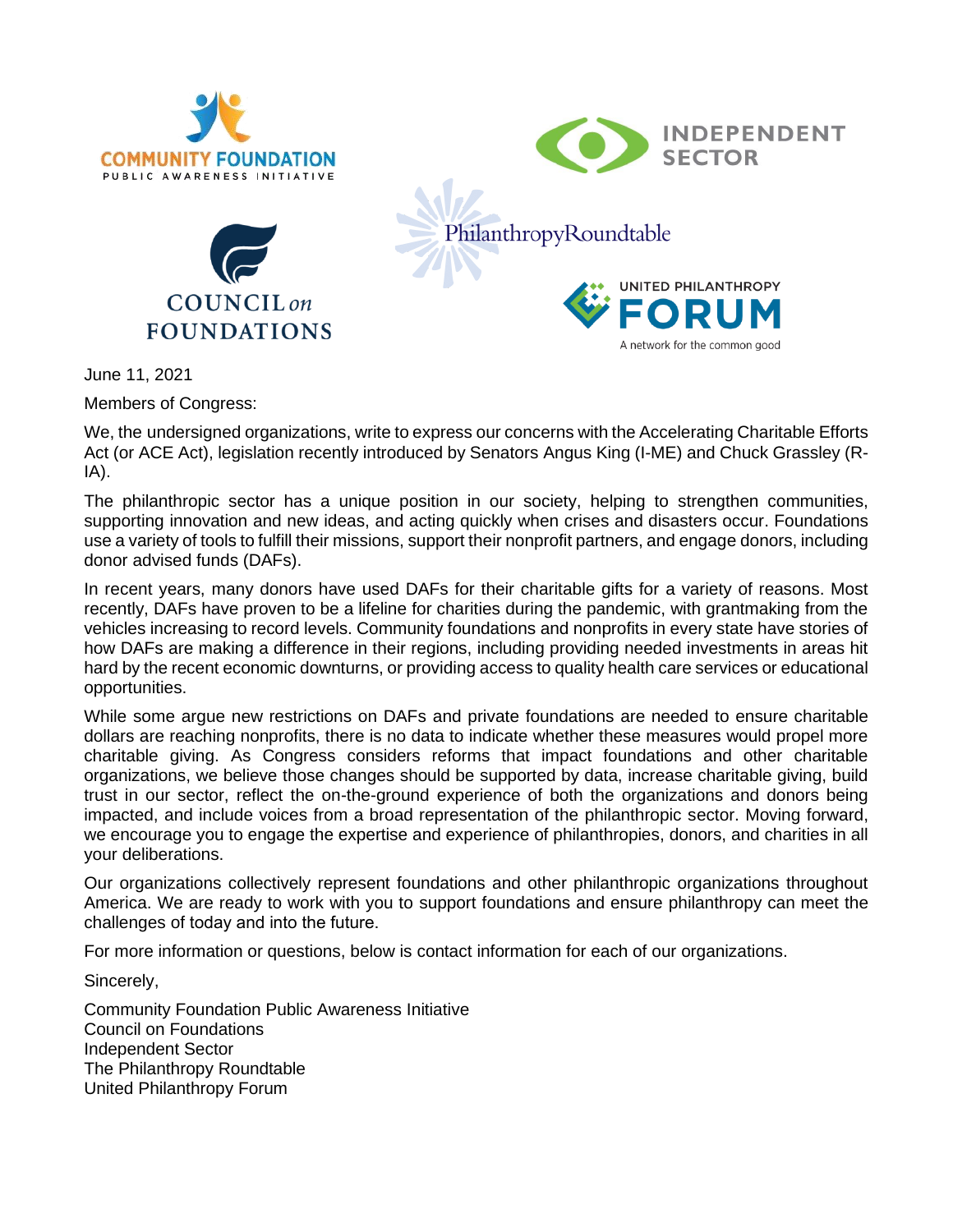COMMUNITY FOUNDATION PUBLIC AWARENESS INITIATIVE

INDEPENDENT SECTOR

PhilanthropyRoundtable

COUNCIL on FOUNDATIONS

UNITED PHILANTHROPY FORUM
A network for the common good

June 11, 2021

Members of Congress:

We, the undersigned organizations, write to express our concerns with the Accelerating Charitable Efforts Act (or ACE Act), legislation recently introduced by Senators Angus King (I-ME) and Chuck Grassley (R-IA).

The philanthropic sector has a unique position in our society, helping to strengthen communities, supporting innovation and new ideas, and acting quickly when crises and disasters occur. Foundations use a variety of tools to fulfill their missions, support their nonprofit partners, and engage donors, including donor advised funds (DAFs).

In recent years, many donors have used DAFs for their charitable gifts for a variety of reasons. Most recently, DAFs have proven to be a lifeline for charities during the pandemic, with grantmaking from the vehicles increasing to record levels. Community foundations and nonprofits in every state have stories of how DAFs are making a difference in their regions, including providing needed investments in areas hit hard by the recent economic downturns, or providing access to quality health care services or educational opportunities.

While some argue new restrictions on DAFs and private foundations are needed to ensure charitable dollars are reaching nonprofits, there is no data to indicate whether these measures would propel more charitable giving. As Congress considers reforms that impact foundations and other charitable organizations, we believe those changes should be supported by data, increase charitable giving, build trust in our sector, reflect the on-the-ground experience of both the organizations and donors being impacted, and include voices from a broad representation of the philanthropic sector. Moving forward, we encourage you to engage the expertise and experience of philanthropies, donors, and charities in all your deliberations.

Our organizations collectively represent foundations and other philanthropic organizations throughout America. We are ready to work with you to support foundations and ensure philanthropy can meet the challenges of today and into the future.

For more information or questions, below is contact information for each of our organizations.

Sincerely,

Community Foundation Public Awareness Initiative
Council on Foundations
Independent Sector
The Philanthropy Roundtable
United Philanthropy Forum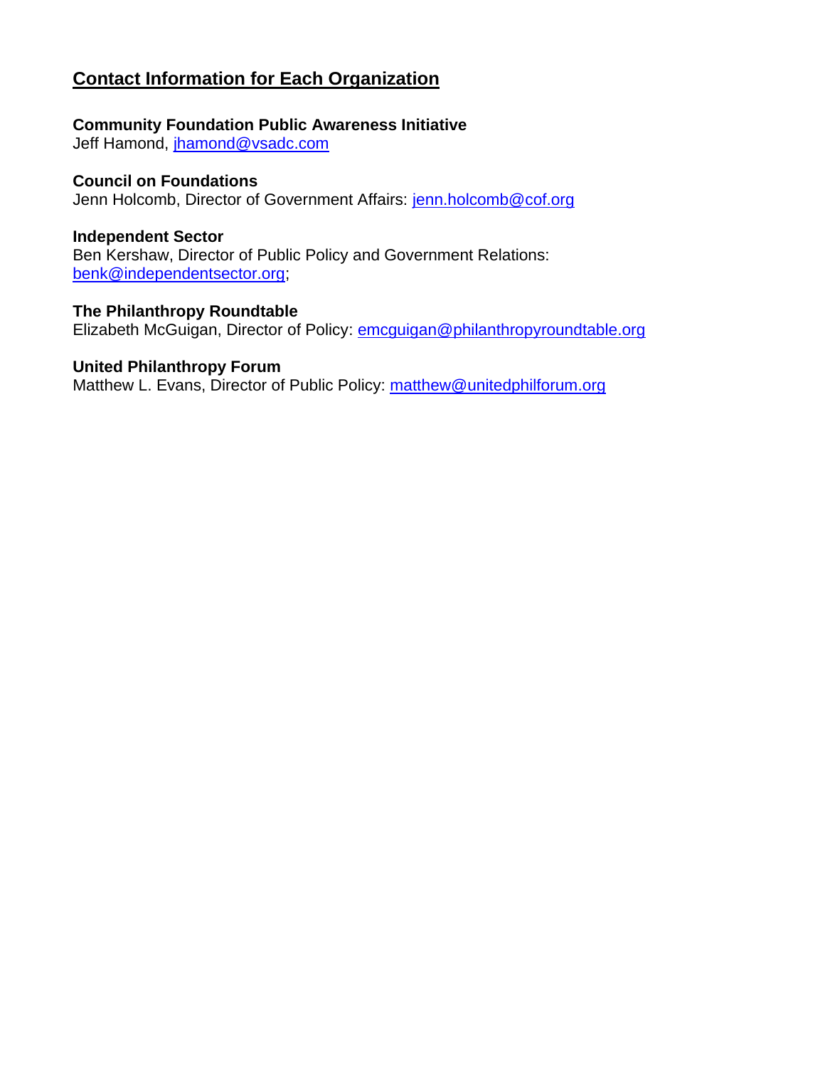## Contact Information for Each Organization

**Community Foundation Public Awareness Initiative**
Jeff Hamond, jhamond@vsadc.com

**Council on Foundations**
Jenn Holcomb, Director of Government Affairs: jenn.holcomb@cof.org

**Independent Sector**
Ben Kershaw, Director of Public Policy and Government Relations:
benk@independentsector.org;

**The Philanthropy Roundtable**
Elizabeth McGuigan, Director of Policy: emcguigan@philanthropyroundtable.org

**United Philanthropy Forum**
Matthew L. Evans, Director of Public Policy: matthew@unitedphilforum.org